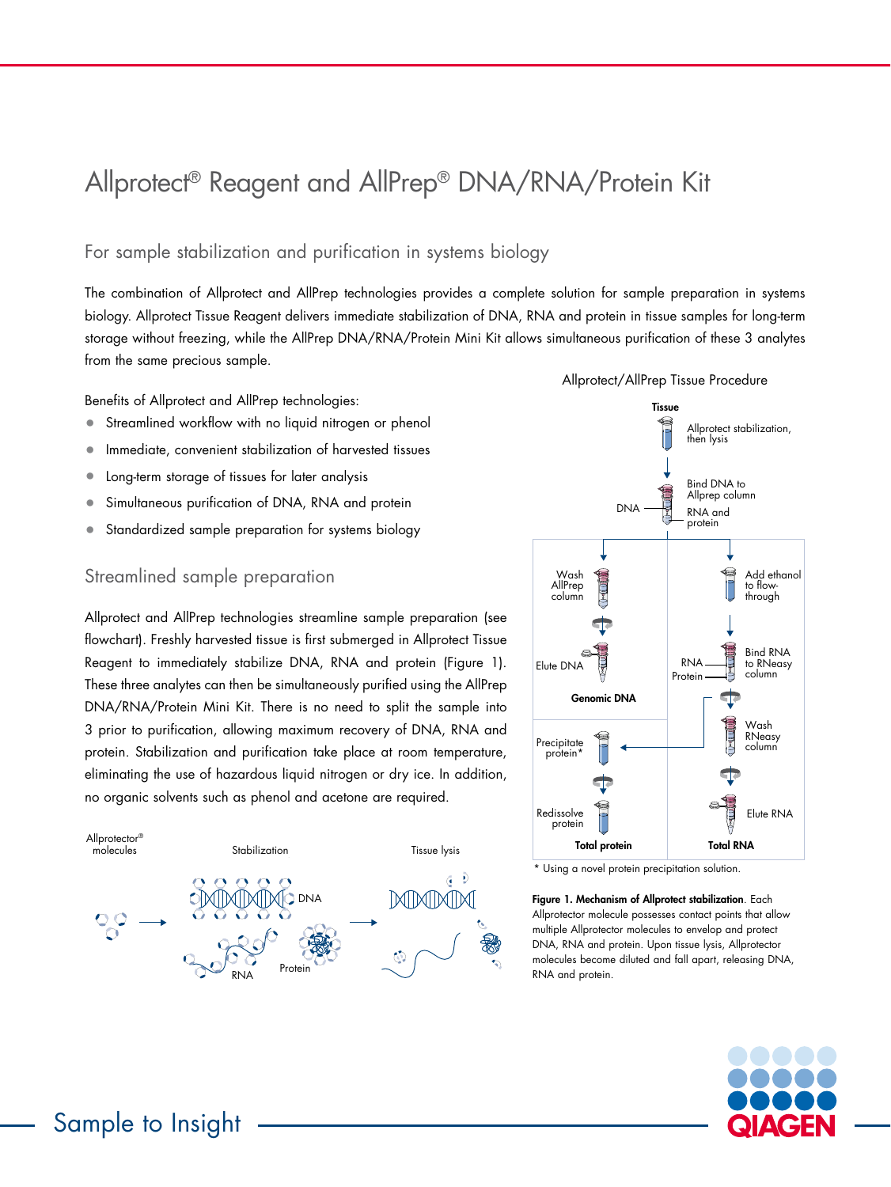# Allprotect® Reagent and AllPrep® DNA/RNA/Protein Kit

## For sample stabilization and purification in systems biology

The combination of Allprotect and AllPrep technologies provides a complete solution for sample preparation in systems biology. Allprotect Tissue Reagent delivers immediate stabilization of DNA, RNA and protein in tissue samples for long-term storage without freezing, while the AllPrep DNA/RNA/Protein Mini Kit allows simultaneous purification of these 3 analytes from the same precious sample.

Benefits of Allprotect and AllPrep technologies:

- Streamlined workflow with no liquid nitrogen or phenol
- Immediate, convenient stabilization of harvested tissues
- Long-term storage of tissues for later analysis
- Simultaneous purification of DNA, RNA and protein
- Standardized sample preparation for systems biology

## Streamlined sample preparation

Allprotect and AllPrep technologies streamline sample preparation (see flowchart). Freshly harvested tissue is first submerged in Allprotect Tissue Reagent to immediately stabilize DNA, RNA and protein (Figure 1). These three analytes can then be simultaneously purified using the AllPrep DNA/RNA/Protein Mini Kit. There is no need to split the sample into 3 prior to purification, allowing maximum recovery of DNA, RNA and protein. Stabilization and purification take place at room temperature, eliminating the use of hazardous liquid nitrogen or dry ice. In addition, no organic solvents such as phenol and acetone are required.

Allprotect/AllPrep Tissue Procedure

Tissue → Allprotect stabilization, then lysis → Bind DNA to Allprep column (DNA; RNA and protein)

- DNA: Wash AllPrep column → Elute DNA → **Genomic DNA**
- RNA and protein: Add ethanol to flow-through → Bind RNA to RNeasy column (RNA; Protein) → Wash RNeasy column → Elute RNA → **Total RNA**
- Protein: Precipitate protein* → Redissolve protein → **Total protein**

\* Using a novel protein precipitation solution.

Allprotector® molecules → Stabilization (DNA, RNA, Protein) → Tissue lysis

**Figure 1. Mechanism of Allprotect stabilization**. Each Allprotector molecule possesses contact points that allow multiple Allprotector molecules to envelop and protect DNA, RNA and protein. Upon tissue lysis, Allprotector molecules become diluted and fall apart, releasing DNA, RNA and protein.

Sample to Insight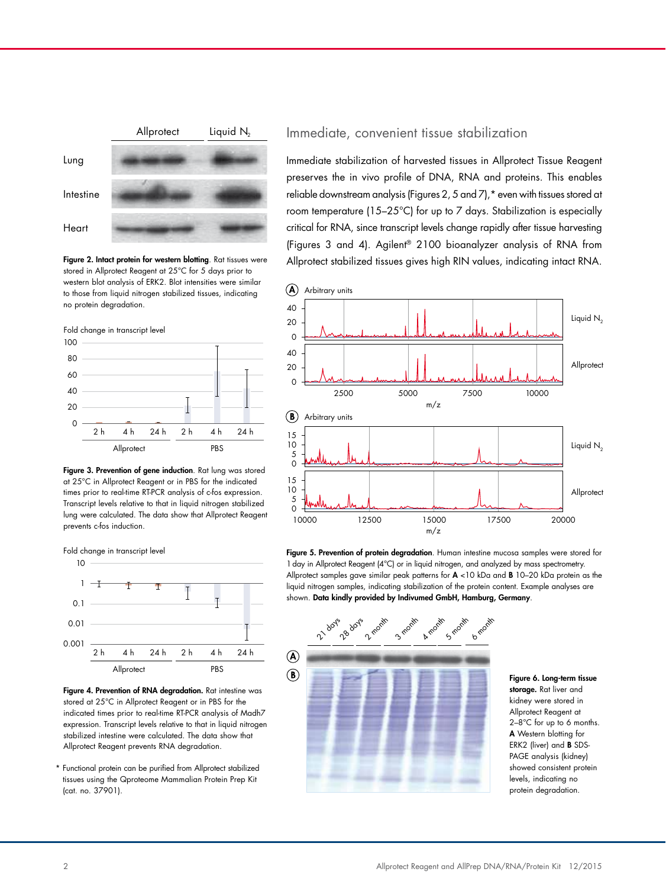## Immediate, convenient tissue stabilization

Immediate stabilization of harvested tissues in Allprotect Tissue Reagent preserves the in vivo profile of DNA, RNA and proteins. This enables reliable downstream analysis (Figures 2, 5 and 7),* even with tissues stored at room temperature (15–25°C) for up to 7 days. Stabilization is especially critical for RNA, since transcript levels change rapidly after tissue harvesting (Figures 3 and 4). Agilent® 2100 bioanalyzer analysis of RNA from Allprotect stabilized tissues gives high RIN values, indicating intact RNA.

**Figure 2. Intact protein for western blotting**. Rat tissues were stored in Allprotect Reagent at 25°C for 5 days prior to western blot analysis of ERK2. Blot intensities were similar to those from liquid nitrogen stabilized tissues, indicating no protein degradation.

**Figure 3. Prevention of gene induction**. Rat lung was stored at 25°C in Allprotect Reagent or in PBS for the indicated times prior to real-time RT-PCR analysis of c-fos expression. Transcript levels relative to that in liquid nitrogen stabilized lung were calculated. The data show that Allprotect Reagent prevents c-fos induction.

**Figure 4. Prevention of RNA degradation.** Rat intestine was stored at 25°C in Allprotect Reagent or in PBS for the indicated times prior to real-time RT-PCR analysis of Madh7 expression. Transcript levels relative to that in liquid nitrogen stabilized intestine were calculated. The data show that Allprotect Reagent prevents RNA degradation.

\* Functional protein can be purified from Allprotect stabilized tissues using the Qproteome Mammalian Protein Prep Kit (cat. no. 37901).

**Figure 5. Prevention of protein degradation**. Human intestine mucosa samples were stored for 1 day in Allprotect Reagent (4°C) or in liquid nitrogen, and analyzed by mass spectrometry. Allprotect samples gave similar peak patterns for **A** <10 kDa and **B** 10–20 kDa protein as the liquid nitrogen samples, indicating stabilization of the protein content. Example analyses are shown. **Data kindly provided by Indivumed GmbH, Hamburg, Germany**.

**Figure 6. Long-term tissue storage.** Rat liver and kidney were stored in Allprotect Reagent at 2–8°C for up to 6 months. **A** Western blotting for ERK2 (liver) and **B** SDS-PAGE analysis (kidney) showed consistent protein levels, indicating no protein degradation.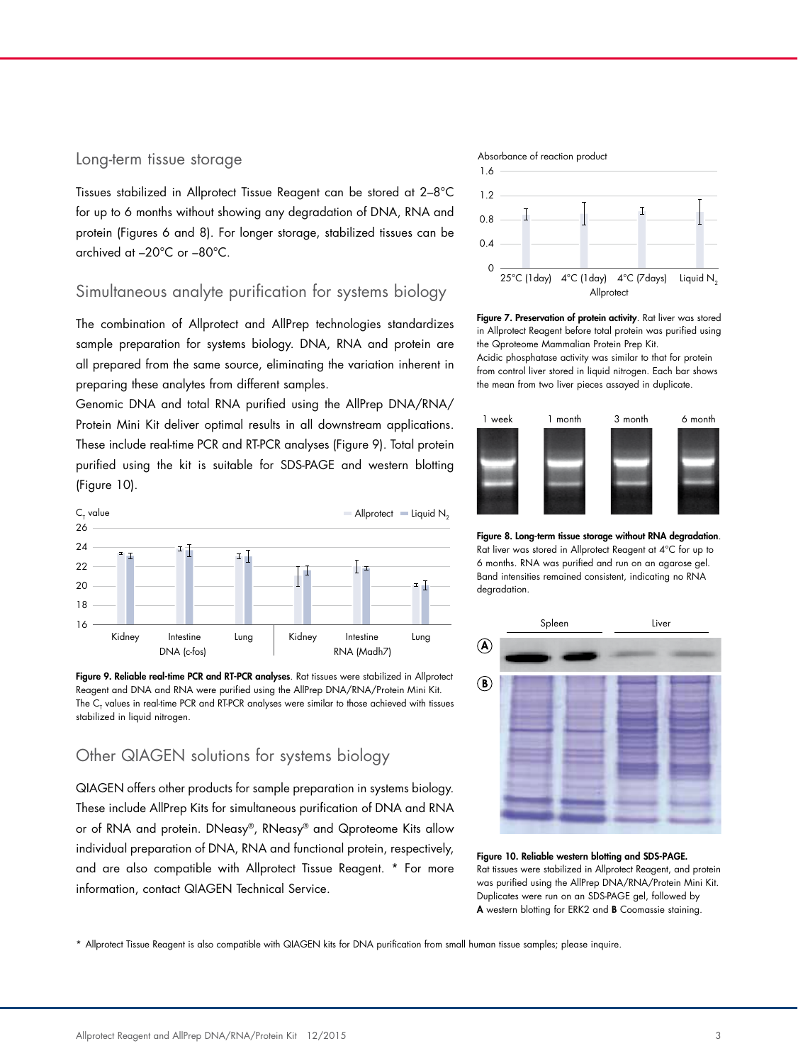## Long-term tissue storage

Tissues stabilized in Allprotect Tissue Reagent can be stored at 2–8°C for up to 6 months without showing any degradation of DNA, RNA and protein (Figures 6 and 8). For longer storage, stabilized tissues can be archived at –20°C or –80°C.

## Simultaneous analyte purification for systems biology

The combination of Allprotect and AllPrep technologies standardizes sample preparation for systems biology. DNA, RNA and protein are all prepared from the same source, eliminating the variation inherent in preparing these analytes from different samples.

Genomic DNA and total RNA purified using the AllPrep DNA/RNA/Protein Mini Kit deliver optimal results in all downstream applications. These include real-time PCR and RT-PCR analyses (Figure 9). Total protein purified using the kit is suitable for SDS-PAGE and western blotting (Figure 10).

**Figure 9. Reliable real-time PCR and RT-PCR analyses**. Rat tissues were stabilized in Allprotect Reagent and DNA and RNA were purified using the AllPrep DNA/RNA/Protein Mini Kit. The $C_T$ values in real-time PCR and RT-PCR analyses were similar to those achieved with tissues stabilized in liquid nitrogen.

## Other QIAGEN solutions for systems biology

QIAGEN offers other products for sample preparation in systems biology. These include AllPrep Kits for simultaneous purification of DNA and RNA or of RNA and protein. DNeasy®, RNeasy® and Qproteome Kits allow individual preparation of DNA, RNA and functional protein, respectively, and are also compatible with Allprotect Tissue Reagent. * For more information, contact QIAGEN Technical Service.

**Figure 7. Preservation of protein activity**. Rat liver was stored in Allprotect Reagent before total protein was purified using the Qproteome Mammalian Protein Prep Kit.
Acidic phosphatase activity was similar to that for protein from control liver stored in liquid nitrogen. Each bar shows the mean from two liver pieces assayed in duplicate.

**Figure 8. Long-term tissue storage without RNA degradation**. Rat liver was stored in Allprotect Reagent at 4°C for up to 6 months. RNA was purified and run on an agarose gel. Band intensities remained consistent, indicating no RNA degradation.

**Figure 10. Reliable western blotting and SDS-PAGE.** Rat tissues were stabilized in Allprotect Reagent, and protein was purified using the AllPrep DNA/RNA/Protein Mini Kit. Duplicates were run on an SDS-PAGE gel, followed by **A** western blotting for ERK2 and **B** Coomassie staining.

* Allprotect Tissue Reagent is also compatible with QIAGEN kits for DNA purification from small human tissue samples; please inquire.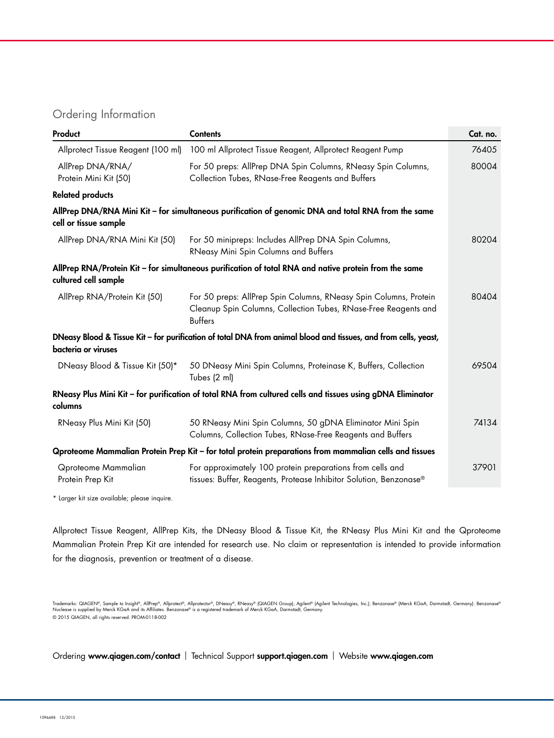## Ordering Information

| Product | Contents | Cat. no. |
|---|---|---|
| Allprotect Tissue Reagent (100 ml) | 100 ml Allprotect Tissue Reagent, Allprotect Reagent Pump | 76405 |
| AllPrep DNA/RNA/ Protein Mini Kit (50) | For 50 preps: AllPrep DNA Spin Columns, RNeasy Spin Columns, Collection Tubes, RNase-Free Reagents and Buffers | 80004 |
| **Related products** | | |
| **AllPrep DNA/RNA Mini Kit – for simultaneous purification of genomic DNA and total RNA from the same cell or tissue sample** | | |
| AllPrep DNA/RNA Mini Kit (50) | For 50 minipreps: Includes AllPrep DNA Spin Columns, RNeasy Mini Spin Columns and Buffers | 80204 |
| **AllPrep RNA/Protein Kit – for simultaneous purification of total RNA and native protein from the same cultured cell sample** | | |
| AllPrep RNA/Protein Kit (50) | For 50 preps: AllPrep Spin Columns, RNeasy Spin Columns, Protein Cleanup Spin Columns, Collection Tubes, RNase-Free Reagents and Buffers | 80404 |
| **DNeasy Blood & Tissue Kit – for purification of total DNA from animal blood and tissues, and from cells, yeast, bacteria or viruses** | | |
| DNeasy Blood & Tissue Kit (50)* | 50 DNeasy Mini Spin Columns, Proteinase K, Buffers, Collection Tubes (2 ml) | 69504 |
| **RNeasy Plus Mini Kit – for purification of total RNA from cultured cells and tissues using gDNA Eliminator columns** | | |
| RNeasy Plus Mini Kit (50) | 50 RNeasy Mini Spin Columns, 50 gDNA Eliminator Mini Spin Columns, Collection Tubes, RNase-Free Reagents and Buffers | 74134 |
| **Qproteome Mammalian Protein Prep Kit – for total protein preparations from mammalian cells and tissues** | | |
| Qproteome Mammalian Protein Prep Kit | For approximately 100 protein preparations from cells and tissues: Buffer, Reagents, Protease Inhibitor Solution, Benzonase® | 37901 |

* Larger kit size available; please inquire.

Allprotect Tissue Reagent, AllPrep Kits, the DNeasy Blood & Tissue Kit, the RNeasy Plus Mini Kit and the Qproteome Mammalian Protein Prep Kit are intended for research use. No claim or representation is intended to provide information for the diagnosis, prevention or treatment of a disease.

Trademarks: QIAGEN®, Sample to Insight®, AllPrep®, Allprotect®, Allprotector®, DNeasy®, RNeasy® (QIAGEN Group); Agilent® (Agilent Technologies, Inc.); Benzonase® (Merck KGaA, Darmstadt, Germany). Benzonase® Nuclease is supplied by Merck KGaA and its Affiliates. Benzonase® is a registered trademark of Merck KGaA, Darmstadt, Germany.
© 2015 QIAGEN, all rights reserved. PROM-0118-002

Ordering **www.qiagen.com/contact** | Technical Support **support.qiagen.com** | Website **www.qiagen.com**

1096488 12/2015